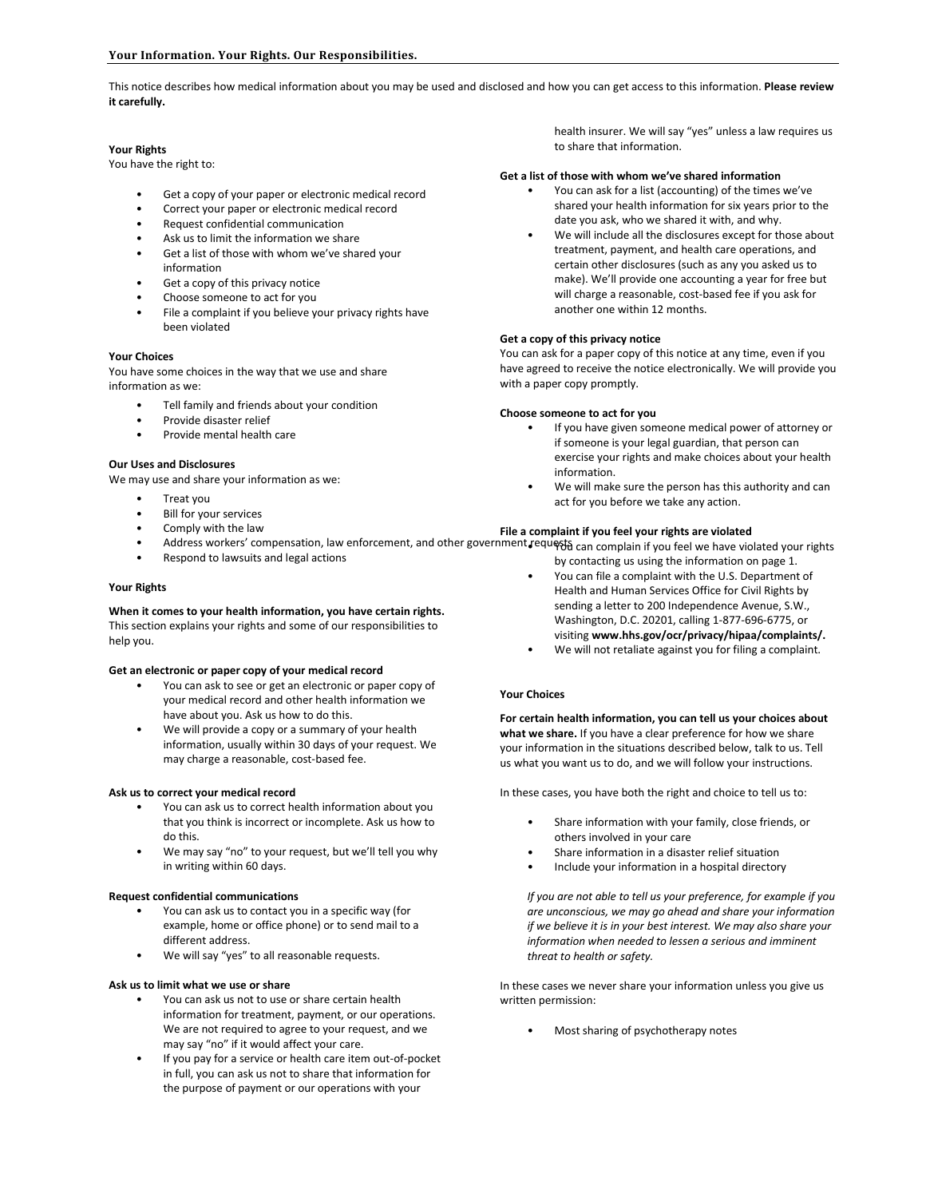## Your Information. Your Rights. Our Responsibilities.

This notice describes how medical information about you may be used and disclosed and how you can get access to this information. **Please review it carefully.**

**Your Rights**

You have the right to:

- Get a copy of your paper or electronic medical record
- Correct your paper or electronic medical record
- Request confidential communication
- Ask us to limit the information we share
- Get a list of those with whom we've shared your information
- Get a copy of this privacy notice
- Choose someone to act for you
- File a complaint if you believe your privacy rights have been violated

**Your Choices**

You have some choices in the way that we use and share information as we:

- Tell family and friends about your condition
- Provide disaster relief
- Provide mental health care

**Our Uses and Disclosures**

We may use and share your information as we:

- Treat you
- Bill for your services
- Comply with the law
- Address workers' compensation, law enforcement, and other government requests
- Respond to lawsuits and legal actions

**Your Rights**

**When it comes to your health information, you have certain rights.** This section explains your rights and some of our responsibilities to help you.

**Get an electronic or paper copy of your medical record**

- You can ask to see or get an electronic or paper copy of your medical record and other health information we have about you. Ask us how to do this.
- We will provide a copy or a summary of your health information, usually within 30 days of your request. We may charge a reasonable, cost-based fee.

**Ask us to correct your medical record**

- You can ask us to correct health information about you that you think is incorrect or incomplete. Ask us how to do this.
- We may say "no" to your request, but we'll tell you why in writing within 60 days.

**Request confidential communications**

- You can ask us to contact you in a specific way (for example, home or office phone) or to send mail to a different address.
- We will say "yes" to all reasonable requests.

**Ask us to limit what we use or share**

- You can ask us not to use or share certain health information for treatment, payment, or our operations. We are not required to agree to your request, and we may say "no" if it would affect your care.
- If you pay for a service or health care item out-of-pocket in full, you can ask us not to share that information for the purpose of payment or our operations with your health insurer. We will say "yes" unless a law requires us to share that information.

**Get a list of those with whom we've shared information**

- You can ask for a list (accounting) of the times we've shared your health information for six years prior to the date you ask, who we shared it with, and why.
- We will include all the disclosures except for those about treatment, payment, and health care operations, and certain other disclosures (such as any you asked us to make). We'll provide one accounting a year for free but will charge a reasonable, cost-based fee if you ask for another one within 12 months.

**Get a copy of this privacy notice**

You can ask for a paper copy of this notice at any time, even if you have agreed to receive the notice electronically. We will provide you with a paper copy promptly.

**Choose someone to act for you**

- If you have given someone medical power of attorney or if someone is your legal guardian, that person can exercise your rights and make choices about your health information.
- We will make sure the person has this authority and can act for you before we take any action.

**File a complaint if you feel your rights are violated**

- You can complain if you feel we have violated your rights by contacting us using the information on page 1.
- You can file a complaint with the U.S. Department of Health and Human Services Office for Civil Rights by sending a letter to 200 Independence Avenue, S.W., Washington, D.C. 20201, calling 1-877-696-6775, or visiting **www.hhs.gov/ocr/privacy/hipaa/complaints/.**
- We will not retaliate against you for filing a complaint.

**Your Choices**

**For certain health information, you can tell us your choices about what we share.** If you have a clear preference for how we share your information in the situations described below, talk to us. Tell us what you want us to do, and we will follow your instructions.

In these cases, you have both the right and choice to tell us to:

- Share information with your family, close friends, or others involved in your care
- Share information in a disaster relief situation
- Include your information in a hospital directory

*If you are not able to tell us your preference, for example if you are unconscious, we may go ahead and share your information if we believe it is in your best interest. We may also share your information when needed to lessen a serious and imminent threat to health or safety.*

In these cases we never share your information unless you give us written permission:

- Most sharing of psychotherapy notes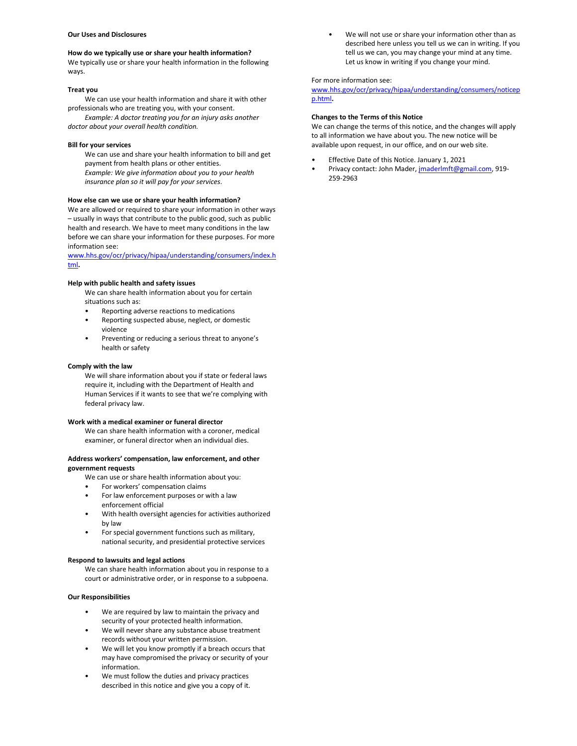**Our Uses and Disclosures**

**How do we typically use or share your health information?**
We typically use or share your health information in the following ways.

**Treat you**

We can use your health information and share it with other professionals who are treating you, with your consent.

*Example: A doctor treating you for an injury asks another doctor about your overall health condition.*

**Bill for your services**

We can use and share your health information to bill and get payment from health plans or other entities.

*Example: We give information about you to your health insurance plan so it will pay for your services.*

**How else can we use or share your health information?**
We are allowed or required to share your information in other ways – usually in ways that contribute to the public good, such as public health and research. We have to meet many conditions in the law before we can share your information for these purposes. For more information see: www.hhs.gov/ocr/privacy/hipaa/understanding/consumers/index.html.

**Help with public health and safety issues**

We can share health information about you for certain situations such as:

- Reporting adverse reactions to medications
- Reporting suspected abuse, neglect, or domestic violence
- Preventing or reducing a serious threat to anyone's health or safety

**Comply with the law**

We will share information about you if state or federal laws require it, including with the Department of Health and Human Services if it wants to see that we're complying with federal privacy law.

**Work with a medical examiner or funeral director**

We can share health information with a coroner, medical examiner, or funeral director when an individual dies.

**Address workers' compensation, law enforcement, and other government requests**

We can use or share health information about you:

- For workers' compensation claims
- For law enforcement purposes or with a law enforcement official
- With health oversight agencies for activities authorized by law
- For special government functions such as military, national security, and presidential protective services

**Respond to lawsuits and legal actions**

We can share health information about you in response to a court or administrative order, or in response to a subpoena.

**Our Responsibilities**

- We are required by law to maintain the privacy and security of your protected health information.
- We will never share any substance abuse treatment records without your written permission.
- We will let you know promptly if a breach occurs that may have compromised the privacy or security of your information.
- We must follow the duties and privacy practices described in this notice and give you a copy of it.
- We will not use or share your information other than as described here unless you tell us we can in writing. If you tell us we can, you may change your mind at any time. Let us know in writing if you change your mind.

For more information see: www.hhs.gov/ocr/privacy/hipaa/understanding/consumers/noticepp.html.

**Changes to the Terms of this Notice**
We can change the terms of this notice, and the changes will apply to all information we have about you. The new notice will be available upon request, in our office, and on our web site.

- Effective Date of this Notice. January 1, 2021
- Privacy contact: John Mader, jmaderlmft@gmail.com, 919-259-2963